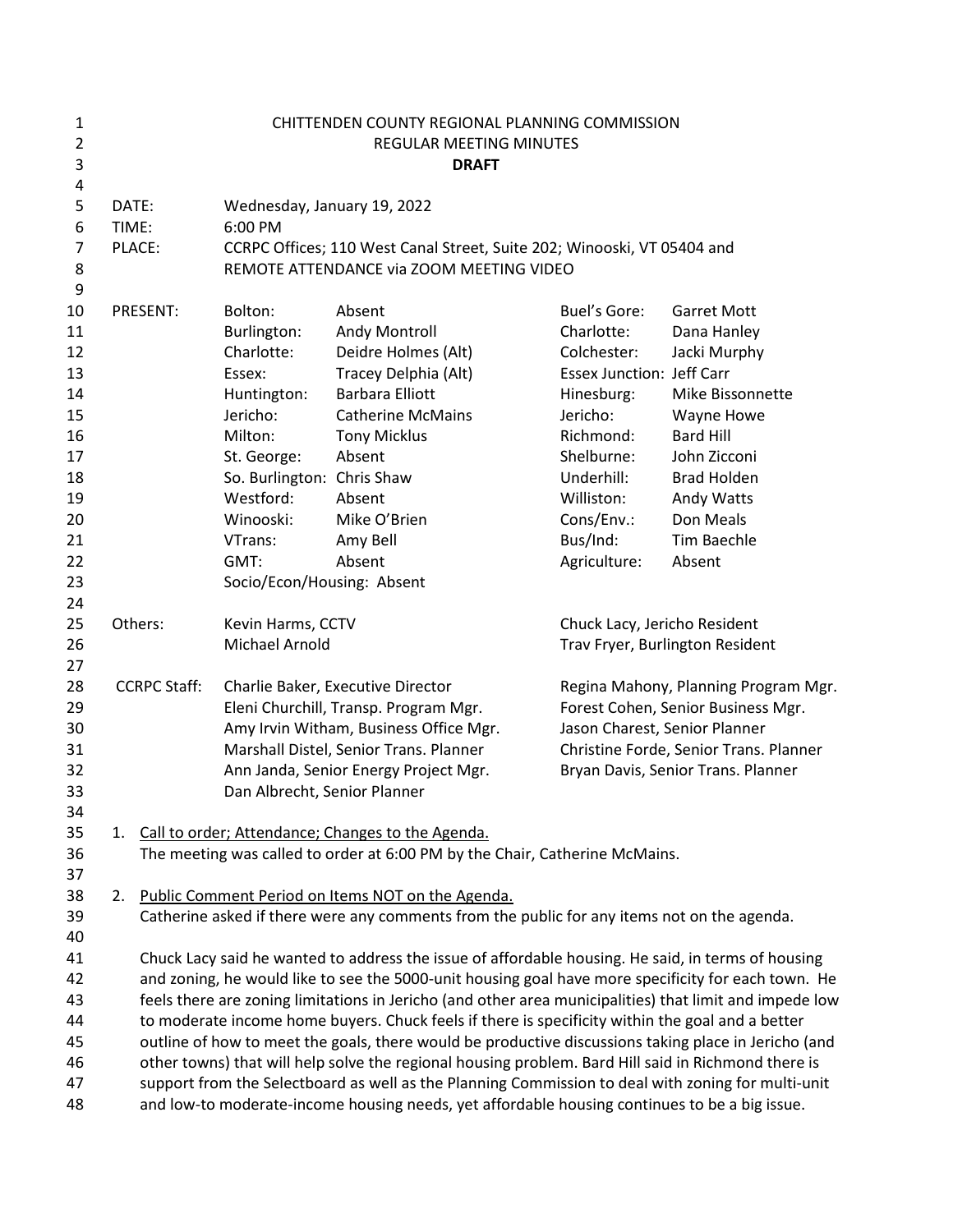# CHITTENDEN COUNTY REGIONAL PLANNING COMMISSION
## REGULAR MEETING MINUTES
**DRAFT**

| | |
|---|---|
| DATE: | Wednesday, January 19, 2022 |
| TIME: | 6:00 PM |
| PLACE: | CCRPC Offices; 110 West Canal Street, Suite 202; Winooski, VT 05404 and REMOTE ATTENDANCE via ZOOM MEETING VIDEO |

PRESENT:

| | | | |
|---|---|---|---|
| Bolton: | Absent | Buel's Gore: | Garret Mott |
| Burlington: | Andy Montroll | Charlotte: | Dana Hanley |
| Charlotte: | Deidre Holmes (Alt) | Colchester: | Jacki Murphy |
| Essex: | Tracey Delphia (Alt) | Essex Junction: | Jeff Carr |
| Huntington: | Barbara Elliott | Hinesburg: | Mike Bissonnette |
| Jericho: | Catherine McMains | Jericho: | Wayne Howe |
| Milton: | Tony Micklus | Richmond: | Bard Hill |
| St. George: | Absent | Shelburne: | John Zicconi |
| So. Burlington: | Chris Shaw | Underhill: | Brad Holden |
| Westford: | Absent | Williston: | Andy Watts |
| Winooski: | Mike O'Brien | Cons/Env.: | Don Meals |
| VTrans: | Amy Bell | Bus/Ind: | Tim Baechle |
| GMT: | Absent | Agriculture: | Absent |
| Socio/Econ/Housing: | Absent | | |

Others:

| | |
|---|---|
| Kevin Harms, CCTV | Chuck Lacy, Jericho Resident |
| Michael Arnold | Trav Fryer, Burlington Resident |

CCRPC Staff:

| | |
|---|---|
| Charlie Baker, Executive Director | Regina Mahony, Planning Program Mgr. |
| Eleni Churchill, Transp. Program Mgr. | Forest Cohen, Senior Business Mgr. |
| Amy Irvin Witham, Business Office Mgr. | Jason Charest, Senior Planner |
| Marshall Distel, Senior Trans. Planner | Christine Forde, Senior Trans. Planner |
| Ann Janda, Senior Energy Project Mgr. | Bryan Davis, Senior Trans. Planner |
| Dan Albrecht, Senior Planner | |

1. Call to order; Attendance; Changes to the Agenda.

   The meeting was called to order at 6:00 PM by the Chair, Catherine McMains.

2. Public Comment Period on Items NOT on the Agenda.

   Catherine asked if there were any comments from the public for any items not on the agenda.

   Chuck Lacy said he wanted to address the issue of affordable housing. He said, in terms of housing and zoning, he would like to see the 5000-unit housing goal have more specificity for each town. He feels there are zoning limitations in Jericho (and other area municipalities) that limit and impede low to moderate income home buyers. Chuck feels if there is specificity within the goal and a better outline of how to meet the goals, there would be productive discussions taking place in Jericho (and other towns) that will help solve the regional housing problem. Bard Hill said in Richmond there is support from the Selectboard as well as the Planning Commission to deal with zoning for multi-unit and low-to moderate-income housing needs, yet affordable housing continues to be a big issue.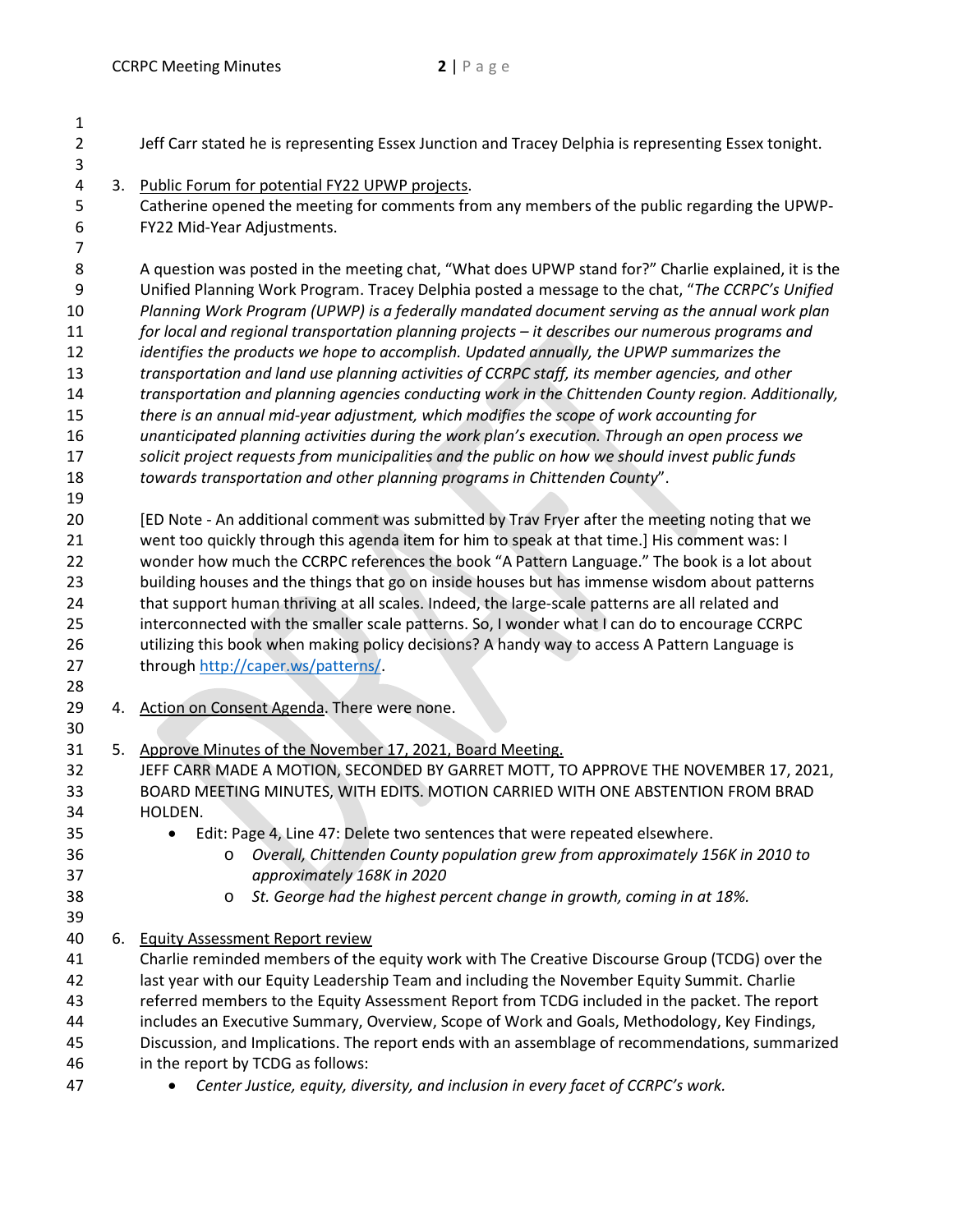Jeff Carr stated he is representing Essex Junction and Tracey Delphia is representing Essex tonight.

3. Public Forum for potential FY22 UPWP projects.
   Catherine opened the meeting for comments from any members of the public regarding the UPWP-FY22 Mid-Year Adjustments.

   A question was posted in the meeting chat, "What does UPWP stand for?" Charlie explained, it is the Unified Planning Work Program. Tracey Delphia posted a message to the chat, "*The CCRPC's Unified Planning Work Program (UPWP) is a federally mandated document serving as the annual work plan for local and regional transportation planning projects – it describes our numerous programs and identifies the products we hope to accomplish. Updated annually, the UPWP summarizes the transportation and land use planning activities of CCRPC staff, its member agencies, and other transportation and planning agencies conducting work in the Chittenden County region. Additionally, there is an annual mid-year adjustment, which modifies the scope of work accounting for unanticipated planning activities during the work plan's execution. Through an open process we solicit project requests from municipalities and the public on how we should invest public funds towards transportation and other planning programs in Chittenden County*".

   [ED Note - An additional comment was submitted by Trav Fryer after the meeting noting that we went too quickly through this agenda item for him to speak at that time.] His comment was: I wonder how much the CCRPC references the book "A Pattern Language." The book is a lot about building houses and the things that go on inside houses but has immense wisdom about patterns that support human thriving at all scales. Indeed, the large-scale patterns are all related and interconnected with the smaller scale patterns. So, I wonder what I can do to encourage CCRPC utilizing this book when making policy decisions? A handy way to access A Pattern Language is through http://caper.ws/patterns/.

4. Action on Consent Agenda. There were none.

5. Approve Minutes of the November 17, 2021, Board Meeting.
   JEFF CARR MADE A MOTION, SECONDED BY GARRET MOTT, TO APPROVE THE NOVEMBER 17, 2021, BOARD MEETING MINUTES, WITH EDITS. MOTION CARRIED WITH ONE ABSTENTION FROM BRAD HOLDEN.
   - Edit: Page 4, Line 47: Delete two sentences that were repeated elsewhere.
     - *Overall, Chittenden County population grew from approximately 156K in 2010 to approximately 168K in 2020*
     - *St. George had the highest percent change in growth, coming in at 18%.*

6. Equity Assessment Report review
   Charlie reminded members of the equity work with The Creative Discourse Group (TCDG) over the last year with our Equity Leadership Team and including the November Equity Summit. Charlie referred members to the Equity Assessment Report from TCDG included in the packet. The report includes an Executive Summary, Overview, Scope of Work and Goals, Methodology, Key Findings, Discussion, and Implications. The report ends with an assemblage of recommendations, summarized in the report by TCDG as follows:
   - *Center Justice, equity, diversity, and inclusion in every facet of CCRPC's work.*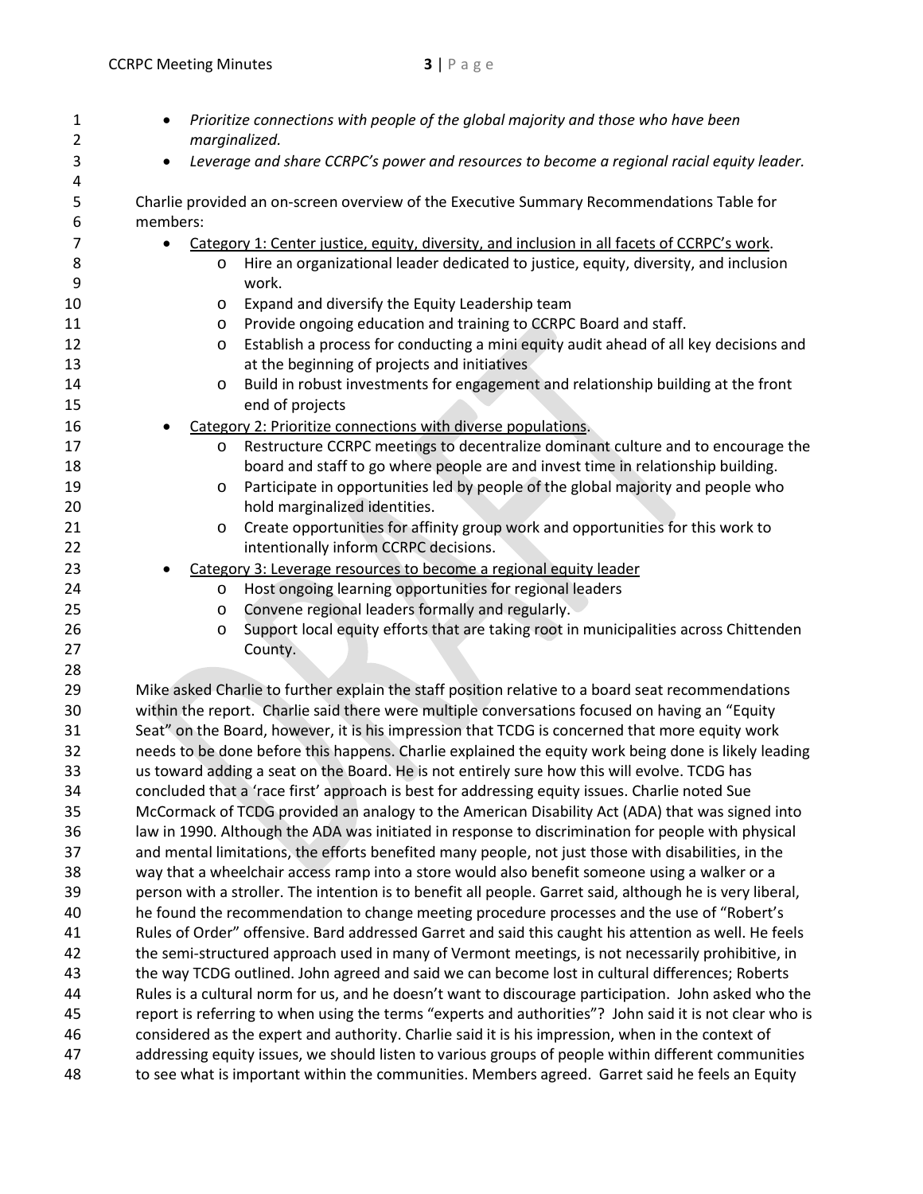- *Prioritize connections with people of the global majority and those who have been marginalized.*
- *Leverage and share CCRPC's power and resources to become a regional racial equity leader.*

Charlie provided an on-screen overview of the Executive Summary Recommendations Table for members:

- <u>Category 1: Center justice, equity, diversity, and inclusion in all facets of CCRPC's work</u>.
    - Hire an organizational leader dedicated to justice, equity, diversity, and inclusion work.
    - Expand and diversify the Equity Leadership team
    - Provide ongoing education and training to CCRPC Board and staff.
    - Establish a process for conducting a mini equity audit ahead of all key decisions and at the beginning of projects and initiatives
    - Build in robust investments for engagement and relationship building at the front end of projects
- <u>Category 2: Prioritize connections with diverse populations</u>.
    - Restructure CCRPC meetings to decentralize dominant culture and to encourage the board and staff to go where people are and invest time in relationship building.
    - Participate in opportunities led by people of the global majority and people who hold marginalized identities.
    - Create opportunities for affinity group work and opportunities for this work to intentionally inform CCRPC decisions.
- <u>Category 3: Leverage resources to become a regional equity leader</u>
    - Host ongoing learning opportunities for regional leaders
    - Convene regional leaders formally and regularly.
    - Support local equity efforts that are taking root in municipalities across Chittenden County.

Mike asked Charlie to further explain the staff position relative to a board seat recommendations within the report. Charlie said there were multiple conversations focused on having an "Equity Seat" on the Board, however, it is his impression that TCDG is concerned that more equity work needs to be done before this happens. Charlie explained the equity work being done is likely leading us toward adding a seat on the Board. He is not entirely sure how this will evolve. TCDG has concluded that a 'race first' approach is best for addressing equity issues. Charlie noted Sue McCormack of TCDG provided an analogy to the American Disability Act (ADA) that was signed into law in 1990. Although the ADA was initiated in response to discrimination for people with physical and mental limitations, the efforts benefited many people, not just those with disabilities, in the way that a wheelchair access ramp into a store would also benefit someone using a walker or a person with a stroller. The intention is to benefit all people. Garret said, although he is very liberal, he found the recommendation to change meeting procedure processes and the use of "Robert's Rules of Order" offensive. Bard addressed Garret and said this caught his attention as well. He feels the semi-structured approach used in many of Vermont meetings, is not necessarily prohibitive, in the way TCDG outlined. John agreed and said we can become lost in cultural differences; Roberts Rules is a cultural norm for us, and he doesn't want to discourage participation. John asked who the report is referring to when using the terms "experts and authorities"? John said it is not clear who is considered as the expert and authority. Charlie said it is his impression, when in the context of addressing equity issues, we should listen to various groups of people within different communities to see what is important within the communities. Members agreed. Garret said he feels an Equity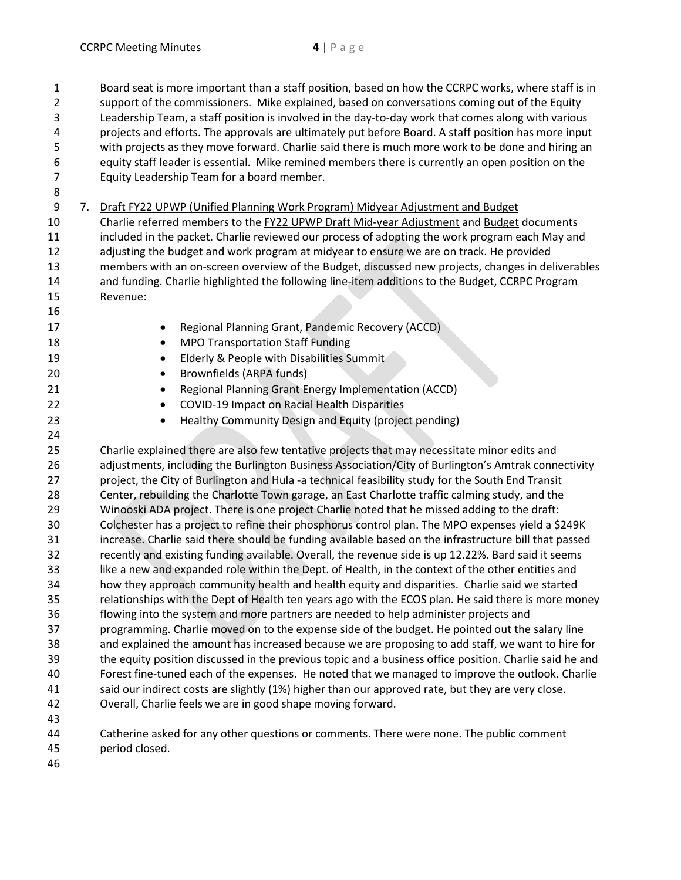Board seat is more important than a staff position, based on how the CCRPC works, where staff is in support of the commissioners. Mike explained, based on conversations coming out of the Equity Leadership Team, a staff position is involved in the day-to-day work that comes along with various projects and efforts. The approvals are ultimately put before Board. A staff position has more input with projects as they move forward. Charlie said there is much more work to be done and hiring an equity staff leader is essential. Mike remined members there is currently an open position on the Equity Leadership Team for a board member.

7. Draft FY22 UPWP (Unified Planning Work Program) Midyear Adjustment and Budget

Charlie referred members to the FY22 UPWP Draft Mid-year Adjustment and Budget documents included in the packet. Charlie reviewed our process of adopting the work program each May and adjusting the budget and work program at midyear to ensure we are on track. He provided members with an on-screen overview of the Budget, discussed new projects, changes in deliverables and funding. Charlie highlighted the following line-item additions to the Budget, CCRPC Program Revenue:

- Regional Planning Grant, Pandemic Recovery (ACCD)
- MPO Transportation Staff Funding
- Elderly & People with Disabilities Summit
- Brownfields (ARPA funds)
- Regional Planning Grant Energy Implementation (ACCD)
- COVID-19 Impact on Racial Health Disparities
- Healthy Community Design and Equity (project pending)

Charlie explained there are also few tentative projects that may necessitate minor edits and adjustments, including the Burlington Business Association/City of Burlington's Amtrak connectivity project, the City of Burlington and Hula -a technical feasibility study for the South End Transit Center, rebuilding the Charlotte Town garage, an East Charlotte traffic calming study, and the Winooski ADA project. There is one project Charlie noted that he missed adding to the draft: Colchester has a project to refine their phosphorus control plan. The MPO expenses yield a $249K increase. Charlie said there should be funding available based on the infrastructure bill that passed recently and existing funding available. Overall, the revenue side is up 12.22%. Bard said it seems like a new and expanded role within the Dept. of Health, in the context of the other entities and how they approach community health and health equity and disparities. Charlie said we started relationships with the Dept of Health ten years ago with the ECOS plan. He said there is more money flowing into the system and more partners are needed to help administer projects and programming. Charlie moved on to the expense side of the budget. He pointed out the salary line and explained the amount has increased because we are proposing to add staff, we want to hire for the equity position discussed in the previous topic and a business office position. Charlie said he and Forest fine-tuned each of the expenses. He noted that we managed to improve the outlook. Charlie said our indirect costs are slightly (1%) higher than our approved rate, but they are very close. Overall, Charlie feels we are in good shape moving forward.

Catherine asked for any other questions or comments. There were none. The public comment period closed.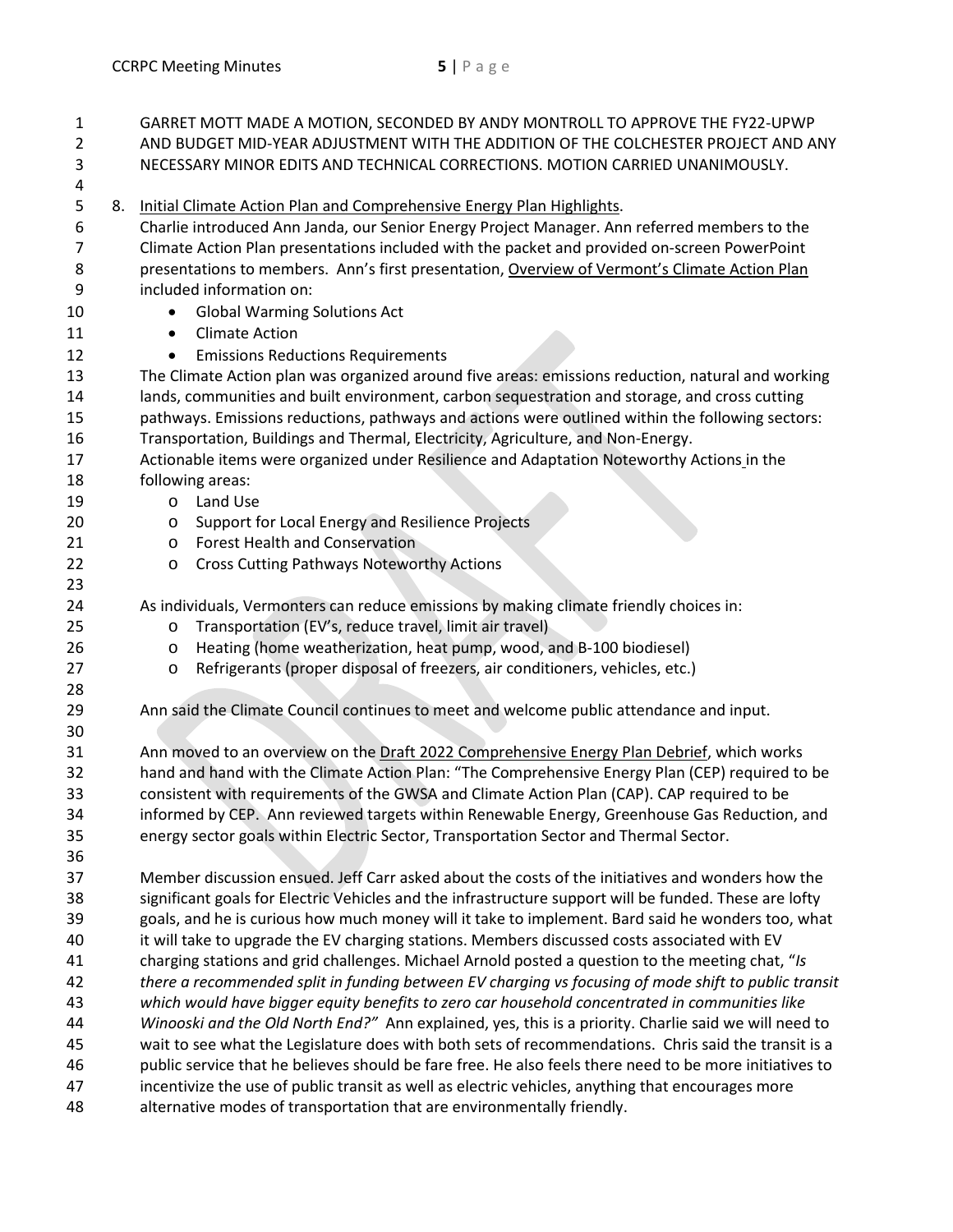GARRET MOTT MADE A MOTION, SECONDED BY ANDY MONTROLL TO APPROVE THE FY22-UPWP AND BUDGET MID-YEAR ADJUSTMENT WITH THE ADDITION OF THE COLCHESTER PROJECT AND ANY NECESSARY MINOR EDITS AND TECHNICAL CORRECTIONS. MOTION CARRIED UNANIMOUSLY.

8. Initial Climate Action Plan and Comprehensive Energy Plan Highlights.

Charlie introduced Ann Janda, our Senior Energy Project Manager. Ann referred members to the Climate Action Plan presentations included with the packet and provided on-screen PowerPoint presentations to members. Ann's first presentation, Overview of Vermont's Climate Action Plan included information on:

- Global Warming Solutions Act
- Climate Action
- Emissions Reductions Requirements

The Climate Action plan was organized around five areas: emissions reduction, natural and working lands, communities and built environment, carbon sequestration and storage, and cross cutting pathways. Emissions reductions, pathways and actions were outlined within the following sectors: Transportation, Buildings and Thermal, Electricity, Agriculture, and Non-Energy.

Actionable items were organized under Resilience and Adaptation Noteworthy Actions in the following areas:

- Land Use
- Support for Local Energy and Resilience Projects
- Forest Health and Conservation
- Cross Cutting Pathways Noteworthy Actions

As individuals, Vermonters can reduce emissions by making climate friendly choices in:

- Transportation (EV's, reduce travel, limit air travel)
- Heating (home weatherization, heat pump, wood, and B-100 biodiesel)
- Refrigerants (proper disposal of freezers, air conditioners, vehicles, etc.)

Ann said the Climate Council continues to meet and welcome public attendance and input.

Ann moved to an overview on the Draft 2022 Comprehensive Energy Plan Debrief, which works hand and hand with the Climate Action Plan: "The Comprehensive Energy Plan (CEP) required to be consistent with requirements of the GWSA and Climate Action Plan (CAP). CAP required to be informed by CEP. Ann reviewed targets within Renewable Energy, Greenhouse Gas Reduction, and energy sector goals within Electric Sector, Transportation Sector and Thermal Sector.

Member discussion ensued. Jeff Carr asked about the costs of the initiatives and wonders how the significant goals for Electric Vehicles and the infrastructure support will be funded. These are lofty goals, and he is curious how much money will it take to implement. Bard said he wonders too, what it will take to upgrade the EV charging stations. Members discussed costs associated with EV charging stations and grid challenges. Michael Arnold posted a question to the meeting chat, "*Is there a recommended split in funding between EV charging vs focusing of mode shift to public transit which would have bigger equity benefits to zero car household concentrated in communities like Winooski and the Old North End?"* Ann explained, yes, this is a priority. Charlie said we will need to wait to see what the Legislature does with both sets of recommendations. Chris said the transit is a public service that he believes should be fare free. He also feels there need to be more initiatives to incentivize the use of public transit as well as electric vehicles, anything that encourages more alternative modes of transportation that are environmentally friendly.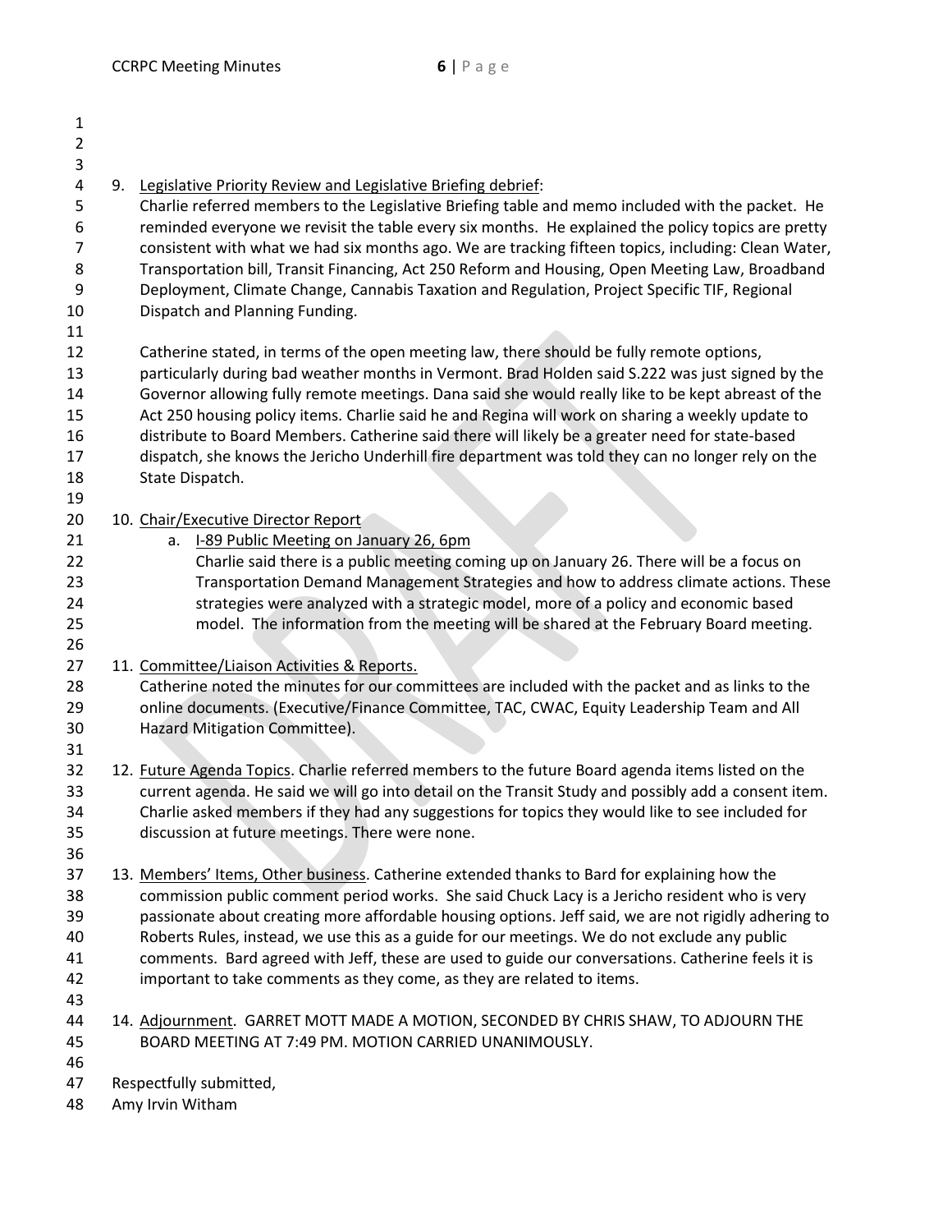9. Legislative Priority Review and Legislative Briefing debrief:
   Charlie referred members to the Legislative Briefing table and memo included with the packet. He reminded everyone we revisit the table every six months. He explained the policy topics are pretty consistent with what we had six months ago. We are tracking fifteen topics, including: Clean Water, Transportation bill, Transit Financing, Act 250 Reform and Housing, Open Meeting Law, Broadband Deployment, Climate Change, Cannabis Taxation and Regulation, Project Specific TIF, Regional Dispatch and Planning Funding.

   Catherine stated, in terms of the open meeting law, there should be fully remote options, particularly during bad weather months in Vermont. Brad Holden said S.222 was just signed by the Governor allowing fully remote meetings. Dana said she would really like to be kept abreast of the Act 250 housing policy items. Charlie said he and Regina will work on sharing a weekly update to distribute to Board Members. Catherine said there will likely be a greater need for state-based dispatch, she knows the Jericho Underhill fire department was told they can no longer rely on the State Dispatch.

10. Chair/Executive Director Report
    a. I-89 Public Meeting on January 26, 6pm
       Charlie said there is a public meeting coming up on January 26. There will be a focus on Transportation Demand Management Strategies and how to address climate actions. These strategies were analyzed with a strategic model, more of a policy and economic based model. The information from the meeting will be shared at the February Board meeting.

11. Committee/Liaison Activities & Reports.
    Catherine noted the minutes for our committees are included with the packet and as links to the online documents. (Executive/Finance Committee, TAC, CWAC, Equity Leadership Team and All Hazard Mitigation Committee).

12. Future Agenda Topics. Charlie referred members to the future Board agenda items listed on the current agenda. He said we will go into detail on the Transit Study and possibly add a consent item. Charlie asked members if they had any suggestions for topics they would like to see included for discussion at future meetings. There were none.

13. Members' Items, Other business. Catherine extended thanks to Bard for explaining how the commission public comment period works. She said Chuck Lacy is a Jericho resident who is very passionate about creating more affordable housing options. Jeff said, we are not rigidly adhering to Roberts Rules, instead, we use this as a guide for our meetings. We do not exclude any public comments. Bard agreed with Jeff, these are used to guide our conversations. Catherine feels it is important to take comments as they come, as they are related to items.

14. Adjournment. GARRET MOTT MADE A MOTION, SECONDED BY CHRIS SHAW, TO ADJOURN THE BOARD MEETING AT 7:49 PM. MOTION CARRIED UNANIMOUSLY.

Respectfully submitted,
Amy Irvin Witham